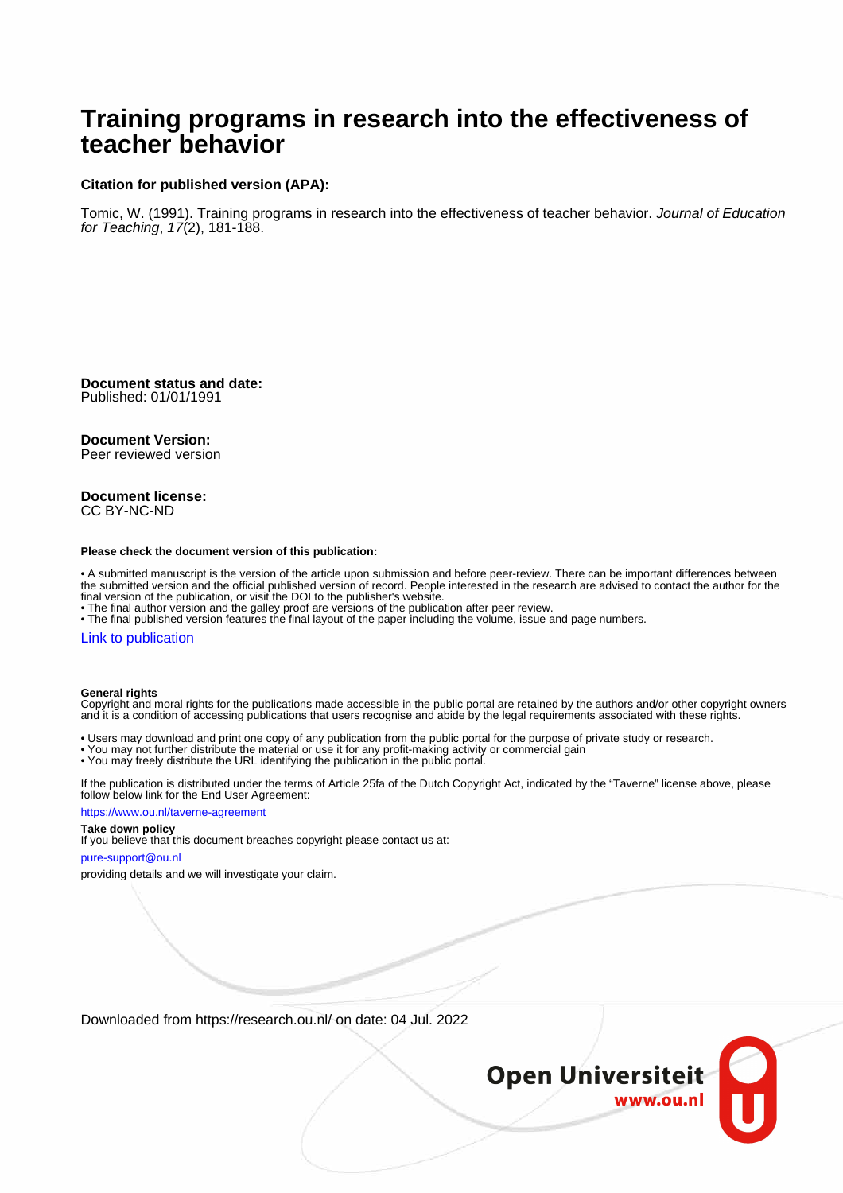# Training programs in research into the effectiveness of teacher behavior

**Citation for published version (APA):**

Tomic, W. (1991). Training programs in research into the effectiveness of teacher behavior. *Journal of Education for Teaching*, *17*(2), 181-188.

**Document status and date:**
Published: 01/01/1991

**Document Version:**
Peer reviewed version

**Document license:**
CC BY-NC-ND

**Please check the document version of this publication:**

• A submitted manuscript is the version of the article upon submission and before peer-review. There can be important differences between the submitted version and the official published version of record. People interested in the research are advised to contact the author for the final version of the publication, or visit the DOI to the publisher's website.
• The final author version and the galley proof are versions of the publication after peer review.
• The final published version features the final layout of the paper including the volume, issue and page numbers.

Link to publication

**General rights**
Copyright and moral rights for the publications made accessible in the public portal are retained by the authors and/or other copyright owners and it is a condition of accessing publications that users recognise and abide by the legal requirements associated with these rights.

• Users may download and print one copy of any publication from the public portal for the purpose of private study or research.
• You may not further distribute the material or use it for any profit-making activity or commercial gain
• You may freely distribute the URL identifying the publication in the public portal.

If the publication is distributed under the terms of Article 25fa of the Dutch Copyright Act, indicated by the "Taverne" license above, please follow below link for the End User Agreement:

https://www.ou.nl/taverne-agreement

**Take down policy**
If you believe that this document breaches copyright please contact us at:

pure-support@ou.nl

providing details and we will investigate your claim.

Downloaded from https://research.ou.nl/ on date: 04 Jul. 2022

Open Universiteit
www.ou.nl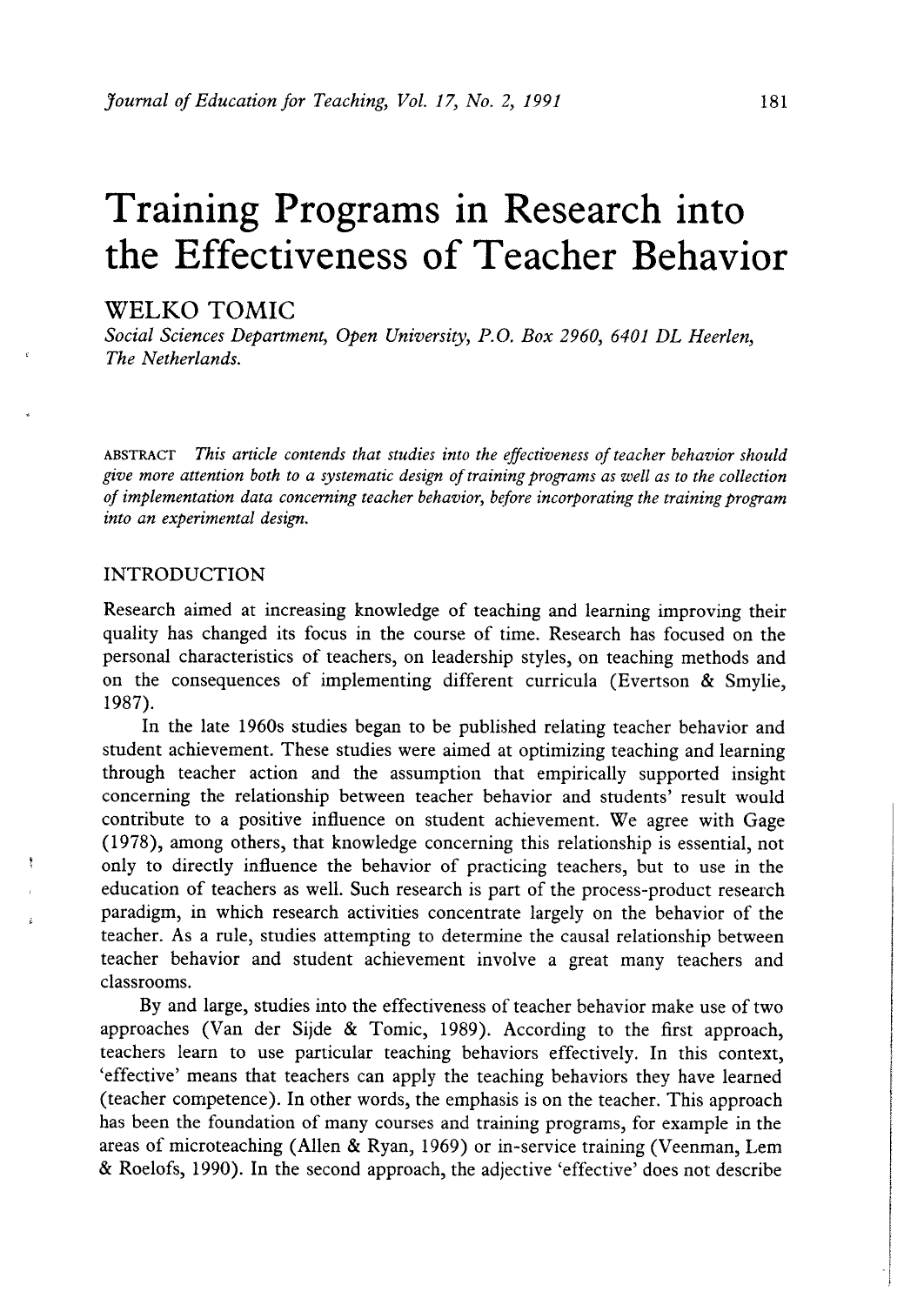# Training Programs in Research into the Effectiveness of Teacher Behavior

WELKO TOMIC

*Social Sciences Department, Open University, P.O. Box 2960, 6401 DL Heerlen, The Netherlands.*

ABSTRACT *This article contends that studies into the effectiveness of teacher behavior should give more attention both to a systematic design of training programs as well as to the collection of implementation data concerning teacher behavior, before incorporating the training program into an experimental design.*

## INTRODUCTION

Research aimed at increasing knowledge of teaching and learning improving their quality has changed its focus in the course of time. Research has focused on the personal characteristics of teachers, on leadership styles, on teaching methods and on the consequences of implementing different curricula (Evertson & Smylie, 1987).

In the late 1960s studies began to be published relating teacher behavior and student achievement. These studies were aimed at optimizing teaching and learning through teacher action and the assumption that empirically supported insight concerning the relationship between teacher behavior and students' result would contribute to a positive influence on student achievement. We agree with Gage (1978), among others, that knowledge concerning this relationship is essential, not only to directly influence the behavior of practicing teachers, but to use in the education of teachers as well. Such research is part of the process-product research paradigm, in which research activities concentrate largely on the behavior of the teacher. As a rule, studies attempting to determine the causal relationship between teacher behavior and student achievement involve a great many teachers and classrooms.

By and large, studies into the effectiveness of teacher behavior make use of two approaches (Van der Sijde & Tomic, 1989). According to the first approach, teachers learn to use particular teaching behaviors effectively. In this context, 'effective' means that teachers can apply the teaching behaviors they have learned (teacher competence). In other words, the emphasis is on the teacher. This approach has been the foundation of many courses and training programs, for example in the areas of microteaching (Allen & Ryan, 1969) or in-service training (Veenman, Lem & Roelofs, 1990). In the second approach, the adjective 'effective' does not describe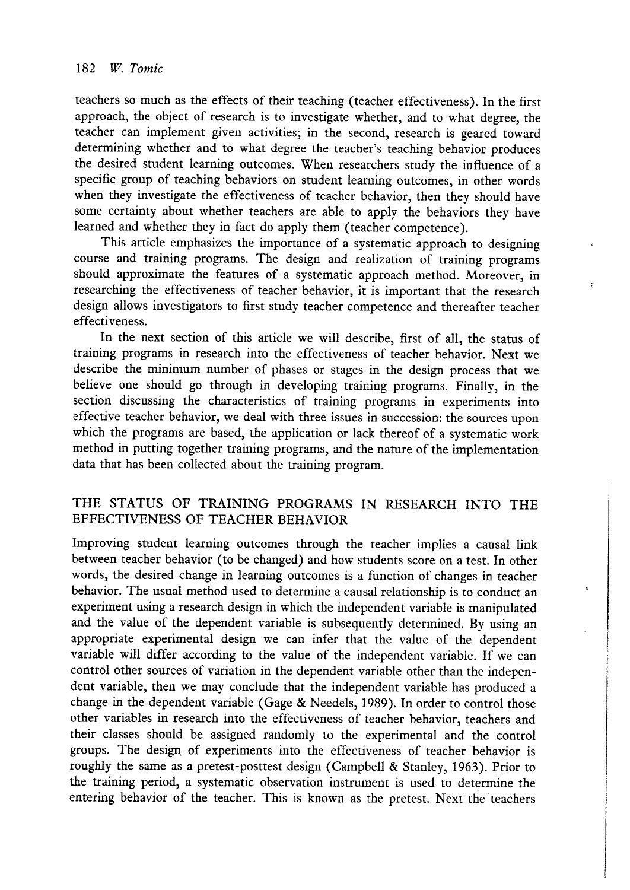teachers so much as the effects of their teaching (teacher effectiveness). In the first approach, the object of research is to investigate whether, and to what degree, the teacher can implement given activities; in the second, research is geared toward determining whether and to what degree the teacher's teaching behavior produces the desired student learning outcomes. When researchers study the influence of a specific group of teaching behaviors on student learning outcomes, in other words when they investigate the effectiveness of teacher behavior, then they should have some certainty about whether teachers are able to apply the behaviors they have learned and whether they in fact do apply them (teacher competence).

This article emphasizes the importance of a systematic approach to designing course and training programs. The design and realization of training programs should approximate the features of a systematic approach method. Moreover, in researching the effectiveness of teacher behavior, it is important that the research design allows investigators to first study teacher competence and thereafter teacher effectiveness.

In the next section of this article we will describe, first of all, the status of training programs in research into the effectiveness of teacher behavior. Next we describe the minimum number of phases or stages in the design process that we believe one should go through in developing training programs. Finally, in the section discussing the characteristics of training programs in experiments into effective teacher behavior, we deal with three issues in succession: the sources upon which the programs are based, the application or lack thereof of a systematic work method in putting together training programs, and the nature of the implementation data that has been collected about the training program.

## THE STATUS OF TRAINING PROGRAMS IN RESEARCH INTO THE EFFECTIVENESS OF TEACHER BEHAVIOR

Improving student learning outcomes through the teacher implies a causal link between teacher behavior (to be changed) and how students score on a test. In other words, the desired change in learning outcomes is a function of changes in teacher behavior. The usual method used to determine a causal relationship is to conduct an experiment using a research design in which the independent variable is manipulated and the value of the dependent variable is subsequently determined. By using an appropriate experimental design we can infer that the value of the dependent variable will differ according to the value of the independent variable. If we can control other sources of variation in the dependent variable other than the independent variable, then we may conclude that the independent variable has produced a change in the dependent variable (Gage & Needels, 1989). In order to control those other variables in research into the effectiveness of teacher behavior, teachers and their classes should be assigned randomly to the experimental and the control groups. The design of experiments into the effectiveness of teacher behavior is roughly the same as a pretest-posttest design (Campbell & Stanley, 1963). Prior to the training period, a systematic observation instrument is used to determine the entering behavior of the teacher. This is known as the pretest. Next the teachers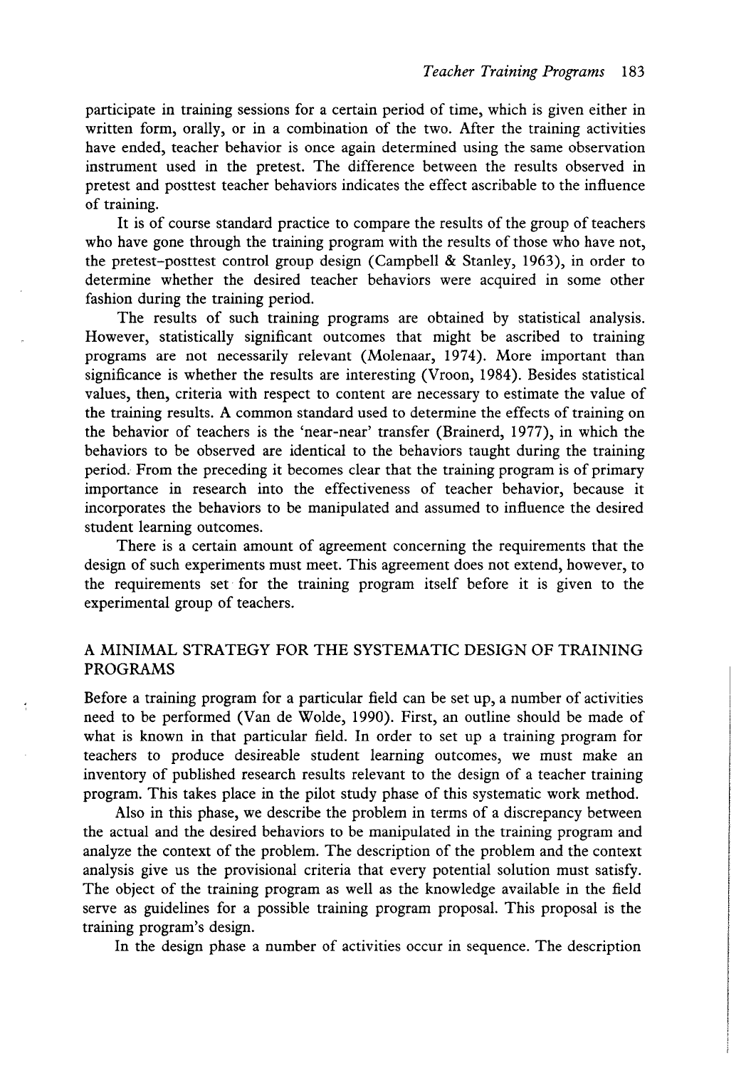participate in training sessions for a certain period of time, which is given either in written form, orally, or in a combination of the two. After the training activities have ended, teacher behavior is once again determined using the same observation instrument used in the pretest. The difference between the results observed in pretest and posttest teacher behaviors indicates the effect ascribable to the influence of training.

It is of course standard practice to compare the results of the group of teachers who have gone through the training program with the results of those who have not, the pretest–posttest control group design (Campbell & Stanley, 1963), in order to determine whether the desired teacher behaviors were acquired in some other fashion during the training period.

The results of such training programs are obtained by statistical analysis. However, statistically significant outcomes that might be ascribed to training programs are not necessarily relevant (Molenaar, 1974). More important than significance is whether the results are interesting (Vroon, 1984). Besides statistical values, then, criteria with respect to content are necessary to estimate the value of the training results. A common standard used to determine the effects of training on the behavior of teachers is the 'near-near' transfer (Brainerd, 1977), in which the behaviors to be observed are identical to the behaviors taught during the training period. From the preceding it becomes clear that the training program is of primary importance in research into the effectiveness of teacher behavior, because it incorporates the behaviors to be manipulated and assumed to influence the desired student learning outcomes.

There is a certain amount of agreement concerning the requirements that the design of such experiments must meet. This agreement does not extend, however, to the requirements set for the training program itself before it is given to the experimental group of teachers.

## A MINIMAL STRATEGY FOR THE SYSTEMATIC DESIGN OF TRAINING PROGRAMS

Before a training program for a particular field can be set up, a number of activities need to be performed (Van de Wolde, 1990). First, an outline should be made of what is known in that particular field. In order to set up a training program for teachers to produce desireable student learning outcomes, we must make an inventory of published research results relevant to the design of a teacher training program. This takes place in the pilot study phase of this systematic work method.

Also in this phase, we describe the problem in terms of a discrepancy between the actual and the desired behaviors to be manipulated in the training program and analyze the context of the problem. The description of the problem and the context analysis give us the provisional criteria that every potential solution must satisfy. The object of the training program as well as the knowledge available in the field serve as guidelines for a possible training program proposal. This proposal is the training program's design.

In the design phase a number of activities occur in sequence. The description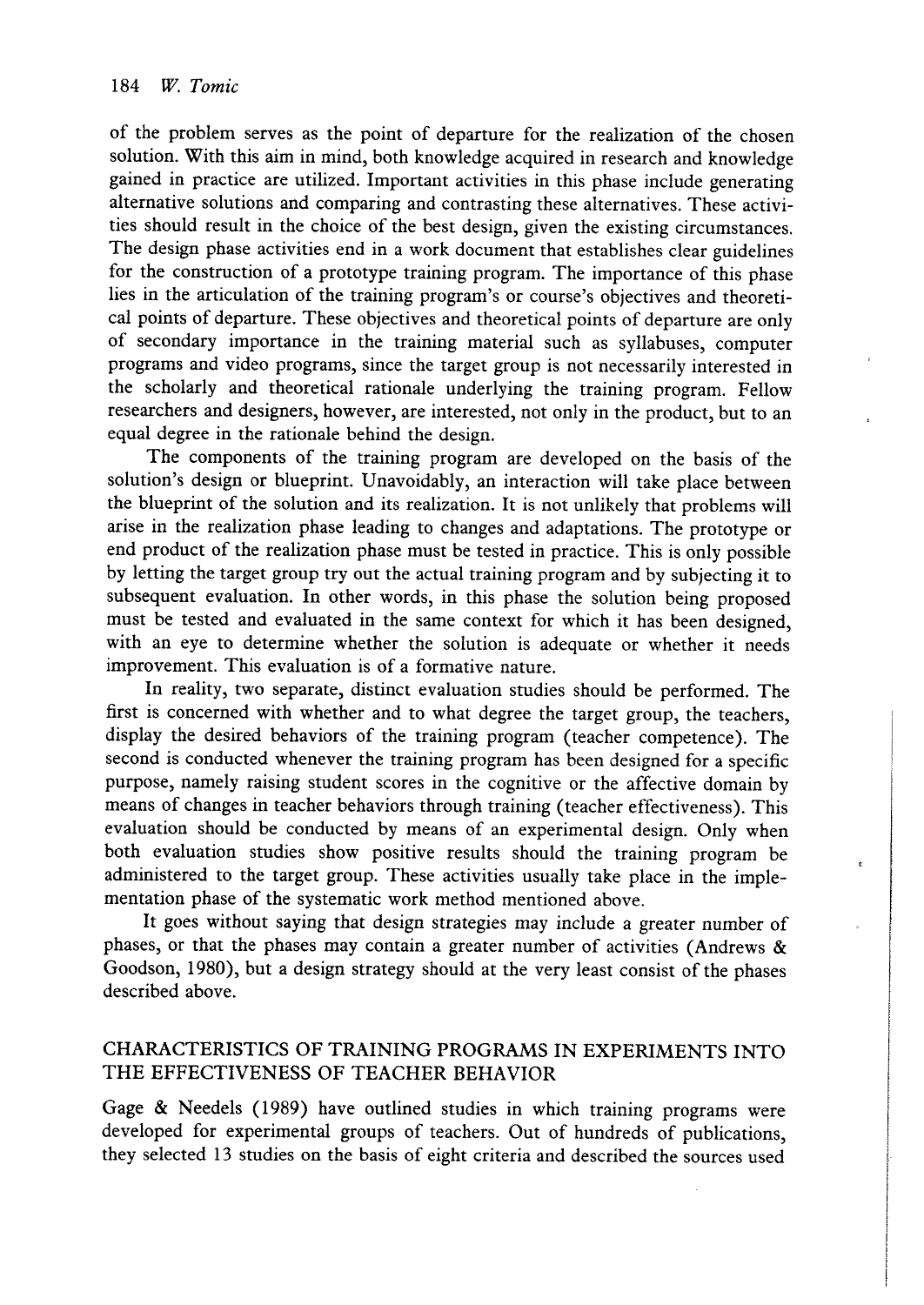of the problem serves as the point of departure for the realization of the chosen solution. With this aim in mind, both knowledge acquired in research and knowledge gained in practice are utilized. Important activities in this phase include generating alternative solutions and comparing and contrasting these alternatives. These activities should result in the choice of the best design, given the existing circumstances. The design phase activities end in a work document that establishes clear guidelines for the construction of a prototype training program. The importance of this phase lies in the articulation of the training program's or course's objectives and theoretical points of departure. These objectives and theoretical points of departure are only of secondary importance in the training material such as syllabuses, computer programs and video programs, since the target group is not necessarily interested in the scholarly and theoretical rationale underlying the training program. Fellow researchers and designers, however, are interested, not only in the product, but to an equal degree in the rationale behind the design.

The components of the training program are developed on the basis of the solution's design or blueprint. Unavoidably, an interaction will take place between the blueprint of the solution and its realization. It is not unlikely that problems will arise in the realization phase leading to changes and adaptations. The prototype or end product of the realization phase must be tested in practice. This is only possible by letting the target group try out the actual training program and by subjecting it to subsequent evaluation. In other words, in this phase the solution being proposed must be tested and evaluated in the same context for which it has been designed, with an eye to determine whether the solution is adequate or whether it needs improvement. This evaluation is of a formative nature.

In reality, two separate, distinct evaluation studies should be performed. The first is concerned with whether and to what degree the target group, the teachers, display the desired behaviors of the training program (teacher competence). The second is conducted whenever the training program has been designed for a specific purpose, namely raising student scores in the cognitive or the affective domain by means of changes in teacher behaviors through training (teacher effectiveness). This evaluation should be conducted by means of an experimental design. Only when both evaluation studies show positive results should the training program be administered to the target group. These activities usually take place in the implementation phase of the systematic work method mentioned above.

It goes without saying that design strategies may include a greater number of phases, or that the phases may contain a greater number of activities (Andrews & Goodson, 1980), but a design strategy should at the very least consist of the phases described above.

## CHARACTERISTICS OF TRAINING PROGRAMS IN EXPERIMENTS INTO THE EFFECTIVENESS OF TEACHER BEHAVIOR

Gage & Needels (1989) have outlined studies in which training programs were developed for experimental groups of teachers. Out of hundreds of publications, they selected 13 studies on the basis of eight criteria and described the sources used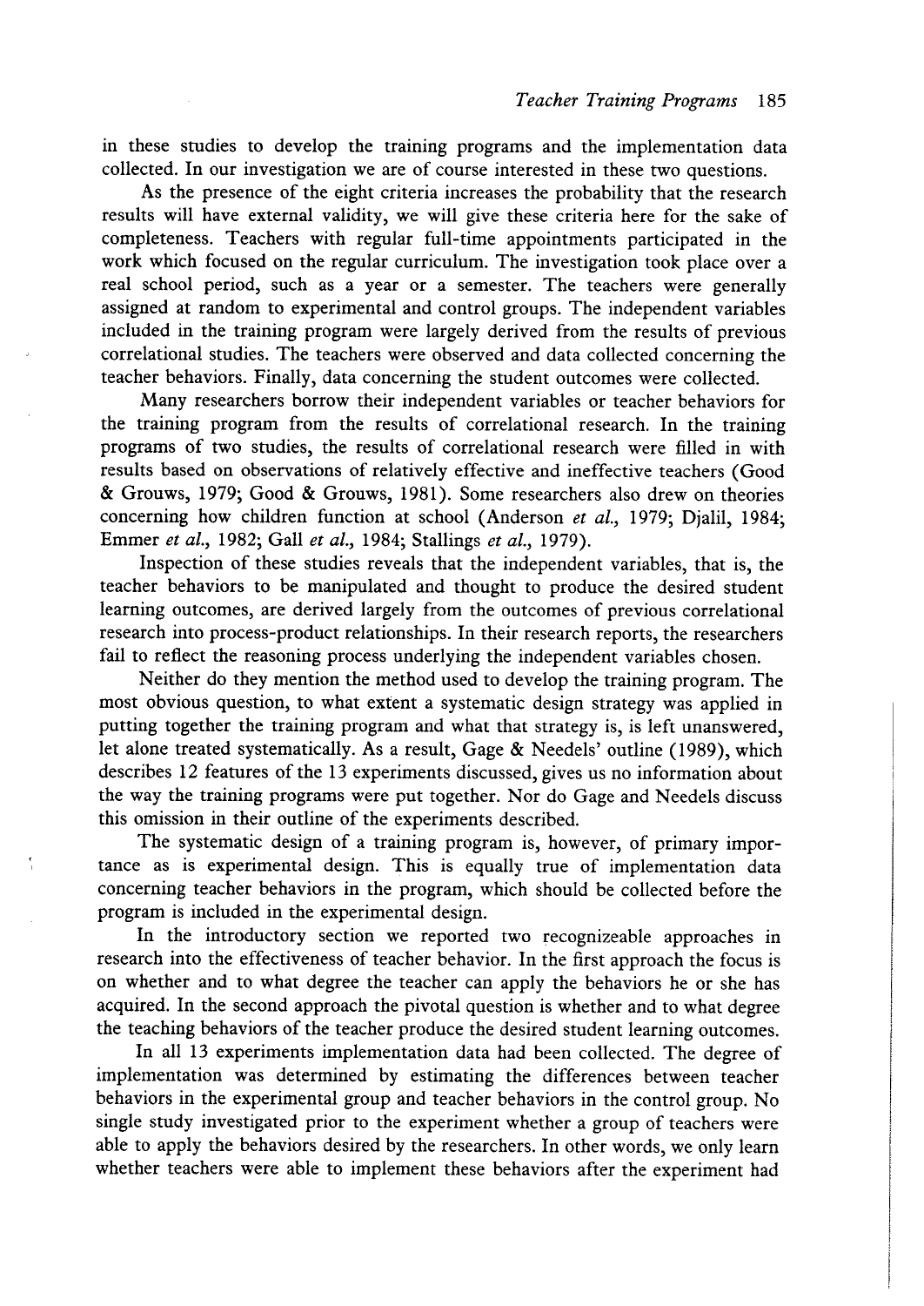in these studies to develop the training programs and the implementation data collected. In our investigation we are of course interested in these two questions.

As the presence of the eight criteria increases the probability that the research results will have external validity, we will give these criteria here for the sake of completeness. Teachers with regular full-time appointments participated in the work which focused on the regular curriculum. The investigation took place over a real school period, such as a year or a semester. The teachers were generally assigned at random to experimental and control groups. The independent variables included in the training program were largely derived from the results of previous correlational studies. The teachers were observed and data collected concerning the teacher behaviors. Finally, data concerning the student outcomes were collected.

Many researchers borrow their independent variables or teacher behaviors for the training program from the results of correlational research. In the training programs of two studies, the results of correlational research were filled in with results based on observations of relatively effective and ineffective teachers (Good & Grouws, 1979; Good & Grouws, 1981). Some researchers also drew on theories concerning how children function at school (Anderson *et al.*, 1979; Djalil, 1984; Emmer *et al.*, 1982; Gall *et al.*, 1984; Stallings *et al.*, 1979).

Inspection of these studies reveals that the independent variables, that is, the teacher behaviors to be manipulated and thought to produce the desired student learning outcomes, are derived largely from the outcomes of previous correlational research into process-product relationships. In their research reports, the researchers fail to reflect the reasoning process underlying the independent variables chosen.

Neither do they mention the method used to develop the training program. The most obvious question, to what extent a systematic design strategy was applied in putting together the training program and what that strategy is, is left unanswered, let alone treated systematically. As a result, Gage & Needels' outline (1989), which describes 12 features of the 13 experiments discussed, gives us no information about the way the training programs were put together. Nor do Gage and Needels discuss this omission in their outline of the experiments described.

The systematic design of a training program is, however, of primary importance as is experimental design. This is equally true of implementation data concerning teacher behaviors in the program, which should be collected before the program is included in the experimental design.

In the introductory section we reported two recognizeable approaches in research into the effectiveness of teacher behavior. In the first approach the focus is on whether and to what degree the teacher can apply the behaviors he or she has acquired. In the second approach the pivotal question is whether and to what degree the teaching behaviors of the teacher produce the desired student learning outcomes.

In all 13 experiments implementation data had been collected. The degree of implementation was determined by estimating the differences between teacher behaviors in the experimental group and teacher behaviors in the control group. No single study investigated prior to the experiment whether a group of teachers were able to apply the behaviors desired by the researchers. In other words, we only learn whether teachers were able to implement these behaviors after the experiment had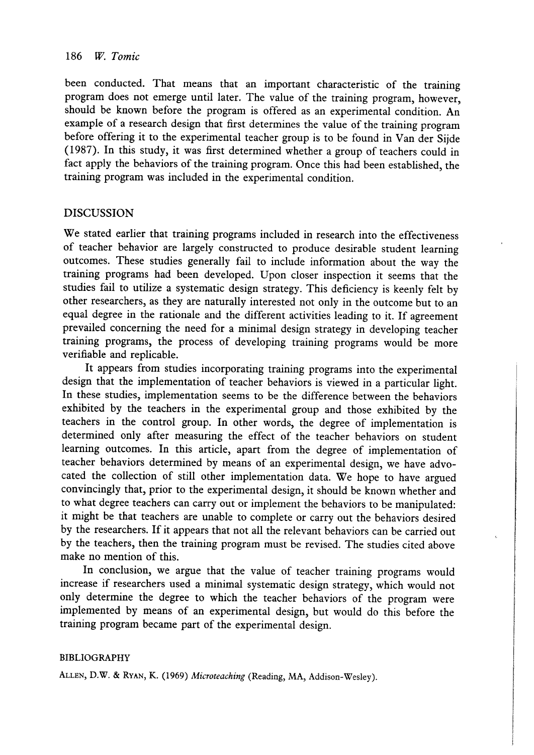been conducted. That means that an important characteristic of the training program does not emerge until later. The value of the training program, however, should be known before the program is offered as an experimental condition. An example of a research design that first determines the value of the training program before offering it to the experimental teacher group is to be found in Van der Sijde (1987). In this study, it was first determined whether a group of teachers could in fact apply the behaviors of the training program. Once this had been established, the training program was included in the experimental condition.

## DISCUSSION

We stated earlier that training programs included in research into the effectiveness of teacher behavior are largely constructed to produce desirable student learning outcomes. These studies generally fail to include information about the way the training programs had been developed. Upon closer inspection it seems that the studies fail to utilize a systematic design strategy. This deficiency is keenly felt by other researchers, as they are naturally interested not only in the outcome but to an equal degree in the rationale and the different activities leading to it. If agreement prevailed concerning the need for a minimal design strategy in developing teacher training programs, the process of developing training programs would be more verifiable and replicable.

It appears from studies incorporating training programs into the experimental design that the implementation of teacher behaviors is viewed in a particular light. In these studies, implementation seems to be the difference between the behaviors exhibited by the teachers in the experimental group and those exhibited by the teachers in the control group. In other words, the degree of implementation is determined only after measuring the effect of the teacher behaviors on student learning outcomes. In this article, apart from the degree of implementation of teacher behaviors determined by means of an experimental design, we have advocated the collection of still other implementation data. We hope to have argued convincingly that, prior to the experimental design, it should be known whether and to what degree teachers can carry out or implement the behaviors to be manipulated: it might be that teachers are unable to complete or carry out the behaviors desired by the researchers. If it appears that not all the relevant behaviors can be carried out by the teachers, then the training program must be revised. The studies cited above make no mention of this.

In conclusion, we argue that the value of teacher training programs would increase if researchers used a minimal systematic design strategy, which would not only determine the degree to which the teacher behaviors of the program were implemented by means of an experimental design, but would do this before the training program became part of the experimental design.

### BIBLIOGRAPHY

ALLEN, D.W. & RYAN, K. (1969) *Microteaching* (Reading, MA, Addison-Wesley).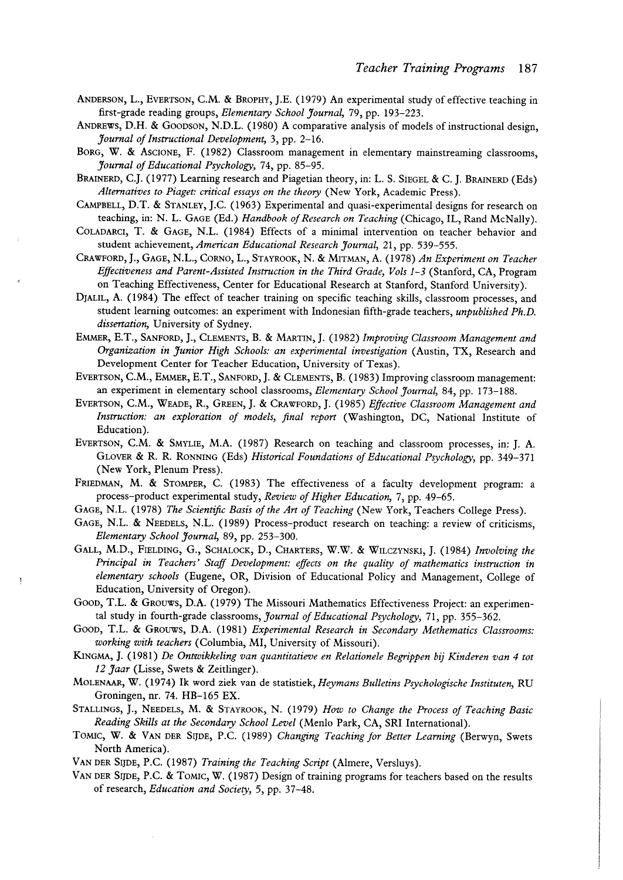ANDERSON, L., EVERTSON, C.M. & BROPHY, J.E. (1979) An experimental study of effective teaching in first-grade reading groups, *Elementary School Journal*, 79, pp. 193–223.

ANDREWS, D.H. & GOODSON, N.D.L. (1980) A comparative analysis of models of instructional design, *Journal of Instructional Development*, 3, pp. 2–16.

BORG, W. & ASCIONE, F. (1982) Classroom management in elementary mainstreaming classrooms, *Journal of Educational Psychology*, 74, pp. 85–95.

BRAINERD, C.J. (1977) Learning research and Piagetian theory, in: L. S. SIEGEL & C. J. BRAINERD (Eds) *Alternatives to Piaget: critical essays on the theory* (New York, Academic Press).

CAMPBELL, D.T. & STANLEY, J.C. (1963) Experimental and quasi-experimental designs for research on teaching, in: N. L. GAGE (Ed.) *Handbook of Research on Teaching* (Chicago, IL, Rand McNally).

COLADARCI, T. & GAGE, N.L. (1984) Effects of a minimal intervention on teacher behavior and student achievement, *American Educational Research Journal*, 21, pp. 539–555.

CRAWFORD, J., GAGE, N.L., CORNO, L., STAYROOK, N. & MITMAN, A. (1978) *An Experiment on Teacher Effectiveness and Parent-Assisted Instruction in the Third Grade, Vols 1–3* (Stanford, CA, Program on Teaching Effectiveness, Center for Educational Research at Stanford, Stanford University).

DJALIL, A. (1984) The effect of teacher training on specific teaching skills, classroom processes, and student learning outcomes: an experiment with Indonesian fifth-grade teachers, *unpublished Ph.D. dissertation*, University of Sydney.

EMMER, E.T., SANFORD, J., CLEMENTS, B. & MARTIN, J. (1982) *Improving Classroom Management and Organization in Junior High Schools: an experimental investigation* (Austin, TX, Research and Development Center for Teacher Education, University of Texas).

EVERTSON, C.M., EMMER, E.T., SANFORD, J. & CLEMENTS, B. (1983) Improving classroom management: an experiment in elementary school classrooms, *Elementary School Journal*, 84, pp. 173–188.

EVERTSON, C.M., WEADE, R., GREEN, J. & CRAWFORD, J. (1985) *Effective Classroom Management and Instruction: an exploration of models, final report* (Washington, DC, National Institute of Education).

EVERTSON, C.M. & SMYLIE, M.A. (1987) Research on teaching and classroom processes, in: J. A. GLOVER & R. R. RONNING (Eds) *Historical Foundations of Educational Psychology*, pp. 349–371 (New York, Plenum Press).

FRIEDMAN, M. & STOMPER, C. (1983) The effectiveness of a faculty development program: a process-product experimental study, *Review of Higher Education*, 7, pp. 49–65.

GAGE, N.L. (1978) *The Scientific Basis of the Art of Teaching* (New York, Teachers College Press).

GAGE, N.L. & NEEDELS, N.L. (1989) Process-product research on teaching: a review of criticisms, *Elementary School Journal*, 89, pp. 253–300.

GALL, M.D., FIELDING, G., SCHALOCK, D., CHARTERS, W.W. & WILCZYNSKI, J. (1984) *Involving the Principal in Teachers' Staff Development: effects on the quality of mathematics instruction in elementary schools* (Eugene, OR, Division of Educational Policy and Management, College of Education, University of Oregon).

GOOD, T.L. & GROUWS, D.A. (1979) The Missouri Mathematics Effectiveness Project: an experimental study in fourth-grade classrooms, *Journal of Educational Psychology*, 71, pp. 355–362.

GOOD, T.L. & GROUWS, D.A. (1981) *Experimental Research in Secondary Methematics Classrooms: working with teachers* (Columbia, MI, University of Missouri).

KINGMA, J. (1981) *De Ontwikkeling van quantitatieve en Relationele Begrippen bij Kinderen van 4 tot 12 Jaar* (Lisse, Swets & Zeitlinger).

MOLENAAR, W. (1974) Ik word ziek van de statistiek, *Heymans Bulletins Psychologische Instituten*, RU Groningen, nr. 74. HB-165 EX.

STALLINGS, J., NEEDELS, M. & STAYROOK, N. (1979) *How to Change the Process of Teaching Basic Reading Skills at the Secondary School Level* (Menlo Park, CA, SRI International).

TOMIC, W. & VAN DER SIJDE, P.C. (1989) *Changing Teaching for Better Learning* (Berwyn, Swets North America).

VAN DER SIJDE, P.C. (1987) *Training the Teaching Script* (Almere, Versluys).

VAN DER SIJDE, P.C. & TOMIC, W. (1987) Design of training programs for teachers based on the results of research, *Education and Society*, 5, pp. 37–48.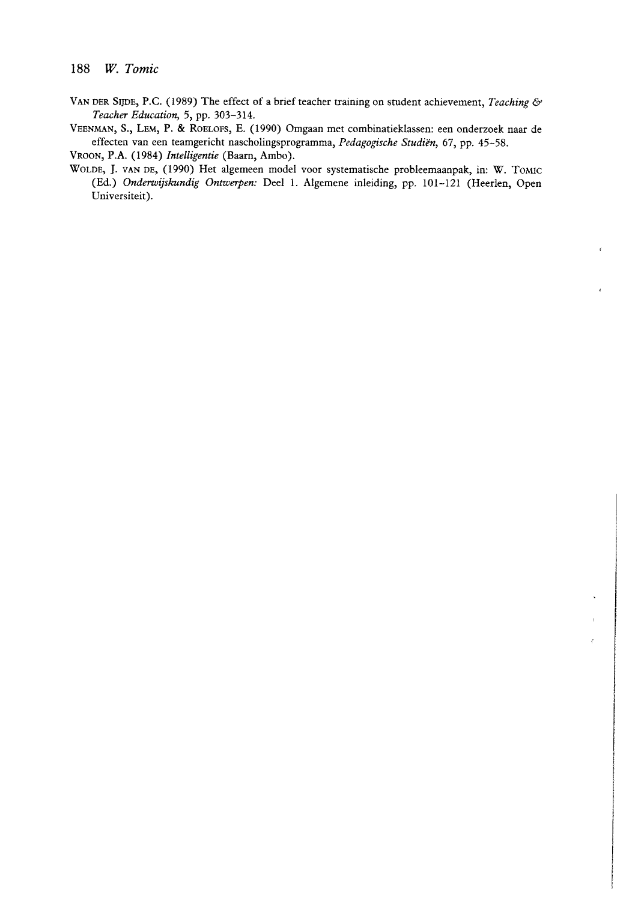VAN DER SIJDE, P.C. (1989) The effect of a brief teacher training on student achievement, *Teaching & Teacher Education*, 5, pp. 303–314.

VEENMAN, S., LEM, P. & ROELOFS, E. (1990) Omgaan met combinatieklassen: een onderzoek naar de effecten van een teamgericht nascholingsprogramma, *Pedagogische Studiën*, 67, pp. 45–58.

VROON, P.A. (1984) *Intelligentie* (Baarn, Ambo).

WOLDE, J. VAN DE, (1990) Het algemeen model voor systematische probleemaanpak, in: W. TOMIC (Ed.) *Onderwijskundig Ontwerpen:* Deel 1. Algemene inleiding, pp. 101–121 (Heerlen, Open Universiteit).